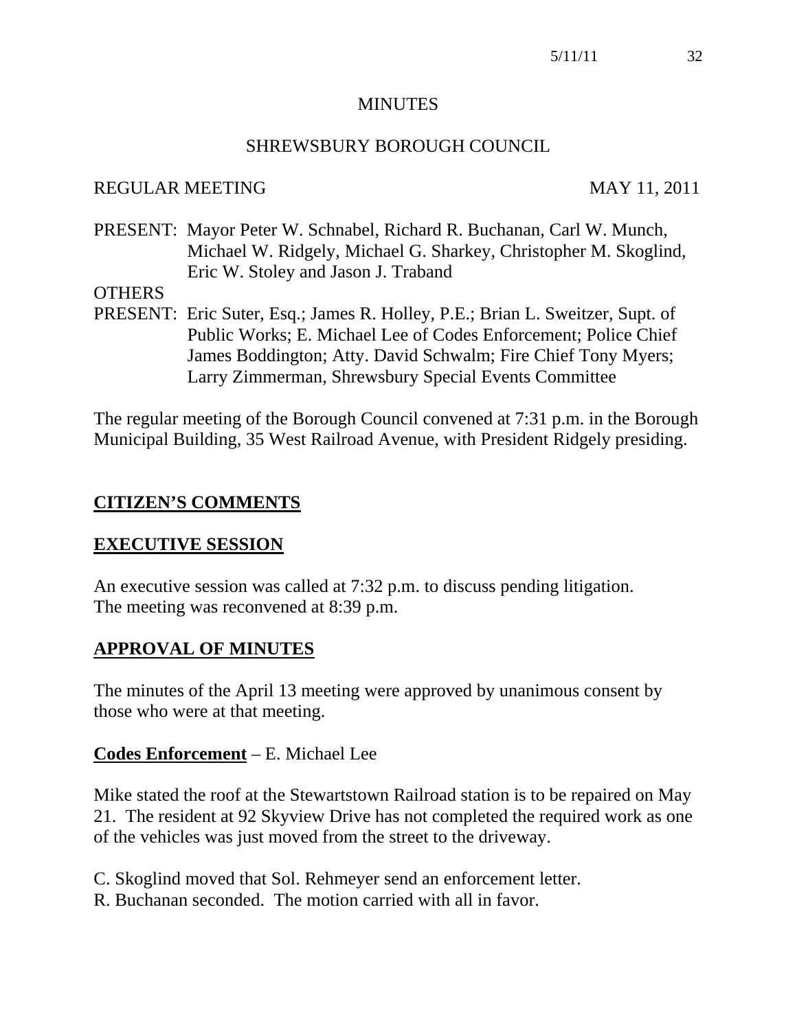# MINUTES

## SHREWSBURY BOROUGH COUNCIL

REGULAR MEETING MAY 11, 2011

PRESENT: Mayor Peter W. Schnabel, Richard R. Buchanan, Carl W. Munch, Michael W. Ridgely, Michael G. Sharkey, Christopher M. Skoglind, Eric W. Stoley and Jason J. Traband

OTHERS

PRESENT: Eric Suter, Esq.; James R. Holley, P.E.; Brian L. Sweitzer, Supt. of Public Works; E. Michael Lee of Codes Enforcement; Police Chief James Boddington; Atty. David Schwalm; Fire Chief Tony Myers; Larry Zimmerman, Shrewsbury Special Events Committee

The regular meeting of the Borough Council convened at 7:31 p.m. in the Borough Municipal Building, 35 West Railroad Avenue, with President Ridgely presiding.

**CITIZEN'S COMMENTS**

**EXECUTIVE SESSION**

An executive session was called at 7:32 p.m. to discuss pending litigation. The meeting was reconvened at 8:39 p.m.

**APPROVAL OF MINUTES**

The minutes of the April 13 meeting were approved by unanimous consent by those who were at that meeting.

**Codes Enforcement** – E. Michael Lee

Mike stated the roof at the Stewartstown Railroad station is to be repaired on May 21. The resident at 92 Skyview Drive has not completed the required work as one of the vehicles was just moved from the street to the driveway.

C. Skoglind moved that Sol. Rehmeyer send an enforcement letter.
R. Buchanan seconded. The motion carried with all in favor.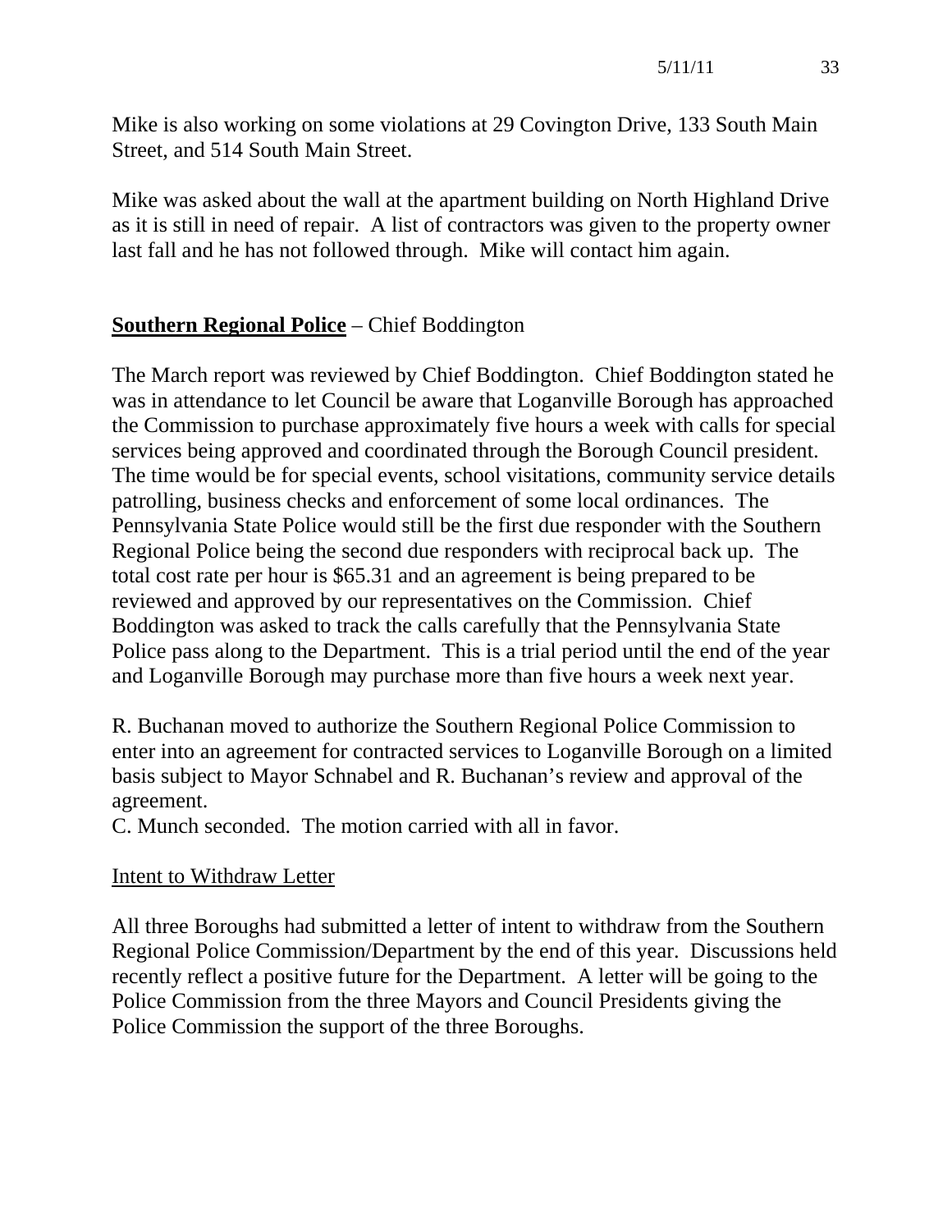Mike is also working on some violations at 29 Covington Drive, 133 South Main Street, and 514 South Main Street.

Mike was asked about the wall at the apartment building on North Highland Drive as it is still in need of repair. A list of contractors was given to the property owner last fall and he has not followed through. Mike will contact him again.

**Southern Regional Police** – Chief Boddington

The March report was reviewed by Chief Boddington. Chief Boddington stated he was in attendance to let Council be aware that Loganville Borough has approached the Commission to purchase approximately five hours a week with calls for special services being approved and coordinated through the Borough Council president. The time would be for special events, school visitations, community service details patrolling, business checks and enforcement of some local ordinances. The Pennsylvania State Police would still be the first due responder with the Southern Regional Police being the second due responders with reciprocal back up. The total cost rate per hour is $65.31 and an agreement is being prepared to be reviewed and approved by our representatives on the Commission. Chief Boddington was asked to track the calls carefully that the Pennsylvania State Police pass along to the Department. This is a trial period until the end of the year and Loganville Borough may purchase more than five hours a week next year.

R. Buchanan moved to authorize the Southern Regional Police Commission to enter into an agreement for contracted services to Loganville Borough on a limited basis subject to Mayor Schnabel and R. Buchanan's review and approval of the agreement.
C. Munch seconded. The motion carried with all in favor.

Intent to Withdraw Letter

All three Boroughs had submitted a letter of intent to withdraw from the Southern Regional Police Commission/Department by the end of this year. Discussions held recently reflect a positive future for the Department. A letter will be going to the Police Commission from the three Mayors and Council Presidents giving the Police Commission the support of the three Boroughs.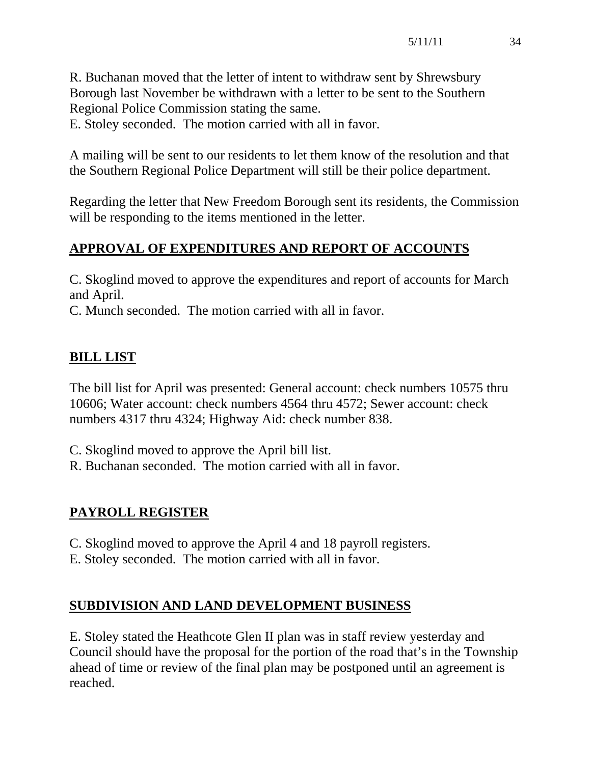R. Buchanan moved that the letter of intent to withdraw sent by Shrewsbury Borough last November be withdrawn with a letter to be sent to the Southern Regional Police Commission stating the same.
E. Stoley seconded. The motion carried with all in favor.

A mailing will be sent to our residents to let them know of the resolution and that the Southern Regional Police Department will still be their police department.

Regarding the letter that New Freedom Borough sent its residents, the Commission will be responding to the items mentioned in the letter.

## APPROVAL OF EXPENDITURES AND REPORT OF ACCOUNTS

C. Skoglind moved to approve the expenditures and report of accounts for March and April.
C. Munch seconded. The motion carried with all in favor.

## BILL LIST

The bill list for April was presented: General account: check numbers 10575 thru 10606; Water account: check numbers 4564 thru 4572; Sewer account: check numbers 4317 thru 4324; Highway Aid: check number 838.

C. Skoglind moved to approve the April bill list.
R. Buchanan seconded. The motion carried with all in favor.

## PAYROLL REGISTER

C. Skoglind moved to approve the April 4 and 18 payroll registers.
E. Stoley seconded. The motion carried with all in favor.

## SUBDIVISION AND LAND DEVELOPMENT BUSINESS

E. Stoley stated the Heathcote Glen II plan was in staff review yesterday and Council should have the proposal for the portion of the road that's in the Township ahead of time or review of the final plan may be postponed until an agreement is reached.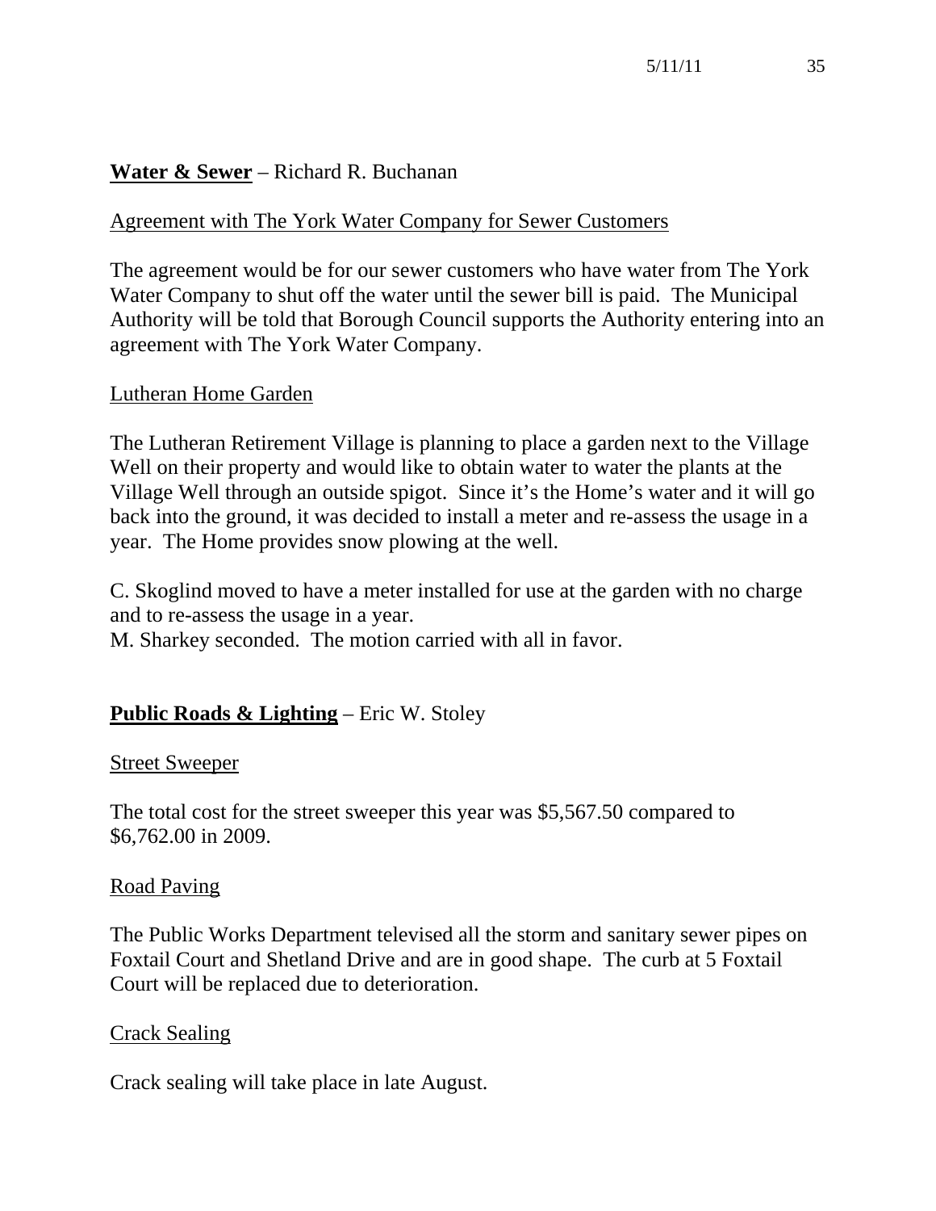**Water & Sewer** – Richard R. Buchanan

Agreement with The York Water Company for Sewer Customers

The agreement would be for our sewer customers who have water from The York Water Company to shut off the water until the sewer bill is paid. The Municipal Authority will be told that Borough Council supports the Authority entering into an agreement with The York Water Company.

Lutheran Home Garden

The Lutheran Retirement Village is planning to place a garden next to the Village Well on their property and would like to obtain water to water the plants at the Village Well through an outside spigot. Since it's the Home's water and it will go back into the ground, it was decided to install a meter and re-assess the usage in a year. The Home provides snow plowing at the well.

C. Skoglind moved to have a meter installed for use at the garden with no charge and to re-assess the usage in a year.
M. Sharkey seconded. The motion carried with all in favor.

**Public Roads & Lighting** – Eric W. Stoley

Street Sweeper

The total cost for the street sweeper this year was $5,567.50 compared to $6,762.00 in 2009.

Road Paving

The Public Works Department televised all the storm and sanitary sewer pipes on Foxtail Court and Shetland Drive and are in good shape. The curb at 5 Foxtail Court will be replaced due to deterioration.

Crack Sealing

Crack sealing will take place in late August.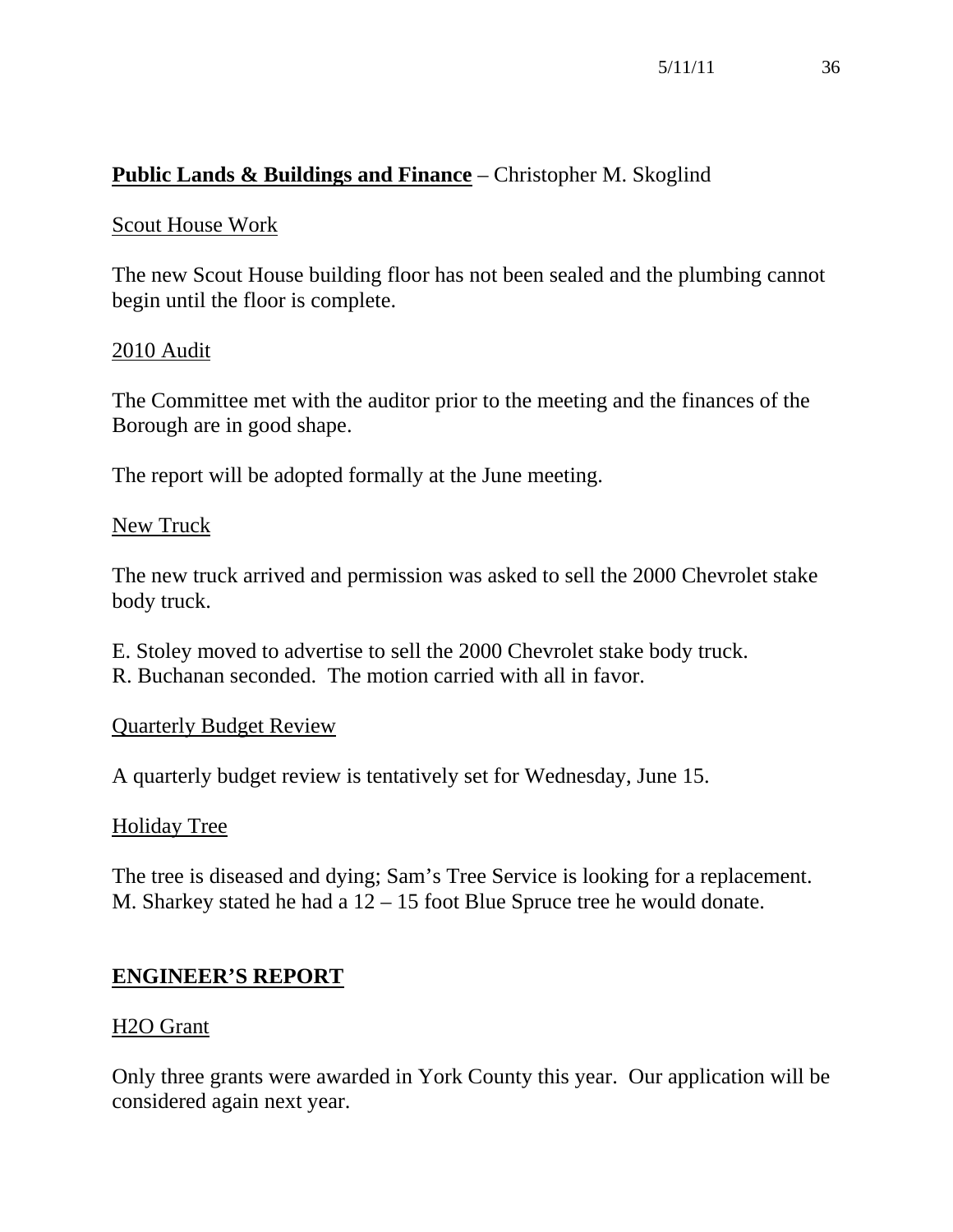**Public Lands & Buildings and Finance** – Christopher M. Skoglind

Scout House Work

The new Scout House building floor has not been sealed and the plumbing cannot begin until the floor is complete.

2010 Audit

The Committee met with the auditor prior to the meeting and the finances of the Borough are in good shape.

The report will be adopted formally at the June meeting.

New Truck

The new truck arrived and permission was asked to sell the 2000 Chevrolet stake body truck.

E. Stoley moved to advertise to sell the 2000 Chevrolet stake body truck.
R. Buchanan seconded. The motion carried with all in favor.

Quarterly Budget Review

A quarterly budget review is tentatively set for Wednesday, June 15.

Holiday Tree

The tree is diseased and dying; Sam's Tree Service is looking for a replacement.
M. Sharkey stated he had a 12 – 15 foot Blue Spruce tree he would donate.

**ENGINEER'S REPORT**

H2O Grant

Only three grants were awarded in York County this year. Our application will be considered again next year.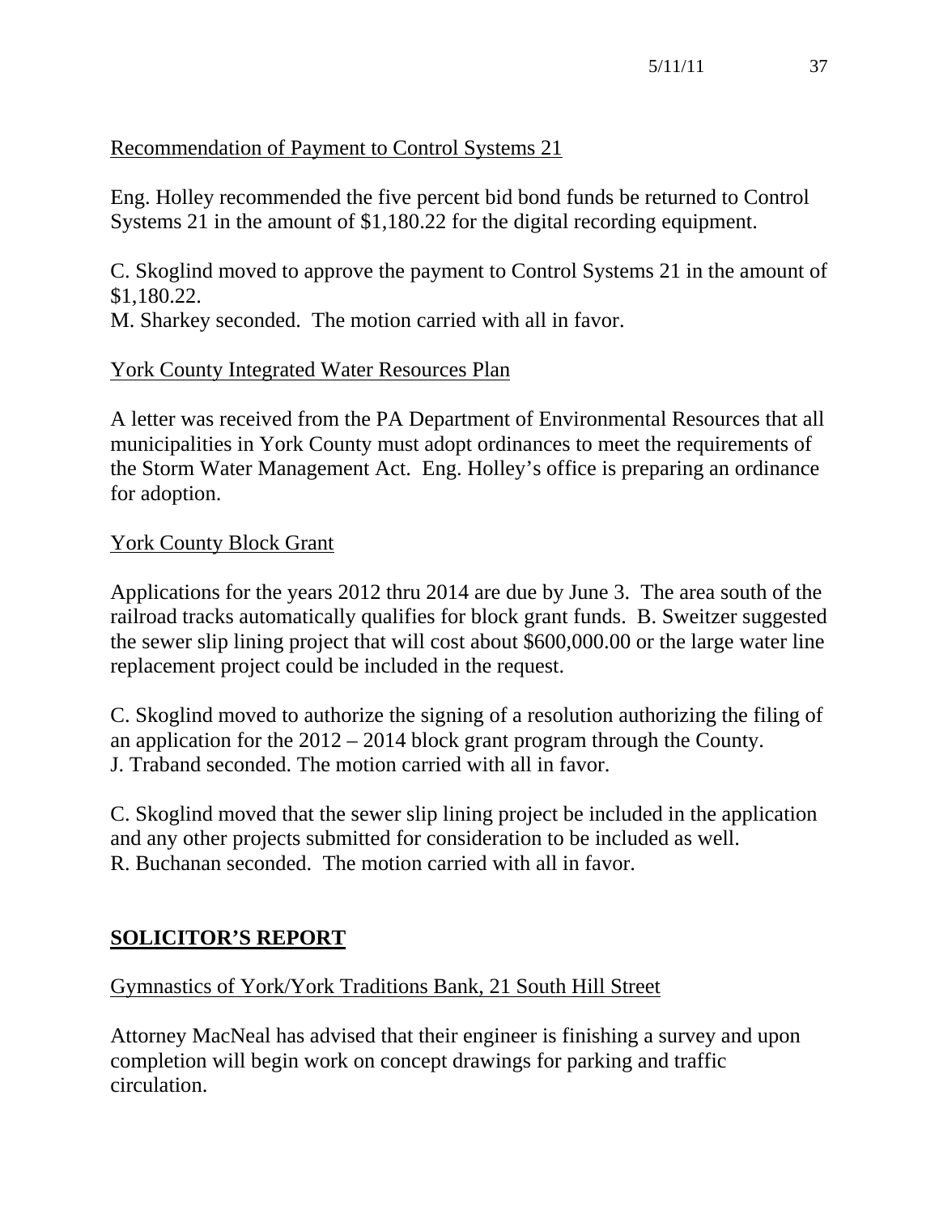Recommendation of Payment to Control Systems 21

Eng. Holley recommended the five percent bid bond funds be returned to Control Systems 21 in the amount of $1,180.22 for the digital recording equipment.

C. Skoglind moved to approve the payment to Control Systems 21 in the amount of $1,180.22.
M. Sharkey seconded. The motion carried with all in favor.

York County Integrated Water Resources Plan

A letter was received from the PA Department of Environmental Resources that all municipalities in York County must adopt ordinances to meet the requirements of the Storm Water Management Act. Eng. Holley's office is preparing an ordinance for adoption.

York County Block Grant

Applications for the years 2012 thru 2014 are due by June 3. The area south of the railroad tracks automatically qualifies for block grant funds. B. Sweitzer suggested the sewer slip lining project that will cost about $600,000.00 or the large water line replacement project could be included in the request.

C. Skoglind moved to authorize the signing of a resolution authorizing the filing of an application for the 2012 – 2014 block grant program through the County.
J. Traband seconded. The motion carried with all in favor.

C. Skoglind moved that the sewer slip lining project be included in the application and any other projects submitted for consideration to be included as well.
R. Buchanan seconded. The motion carried with all in favor.

## SOLICITOR'S REPORT

Gymnastics of York/York Traditions Bank, 21 South Hill Street

Attorney MacNeal has advised that their engineer is finishing a survey and upon completion will begin work on concept drawings for parking and traffic circulation.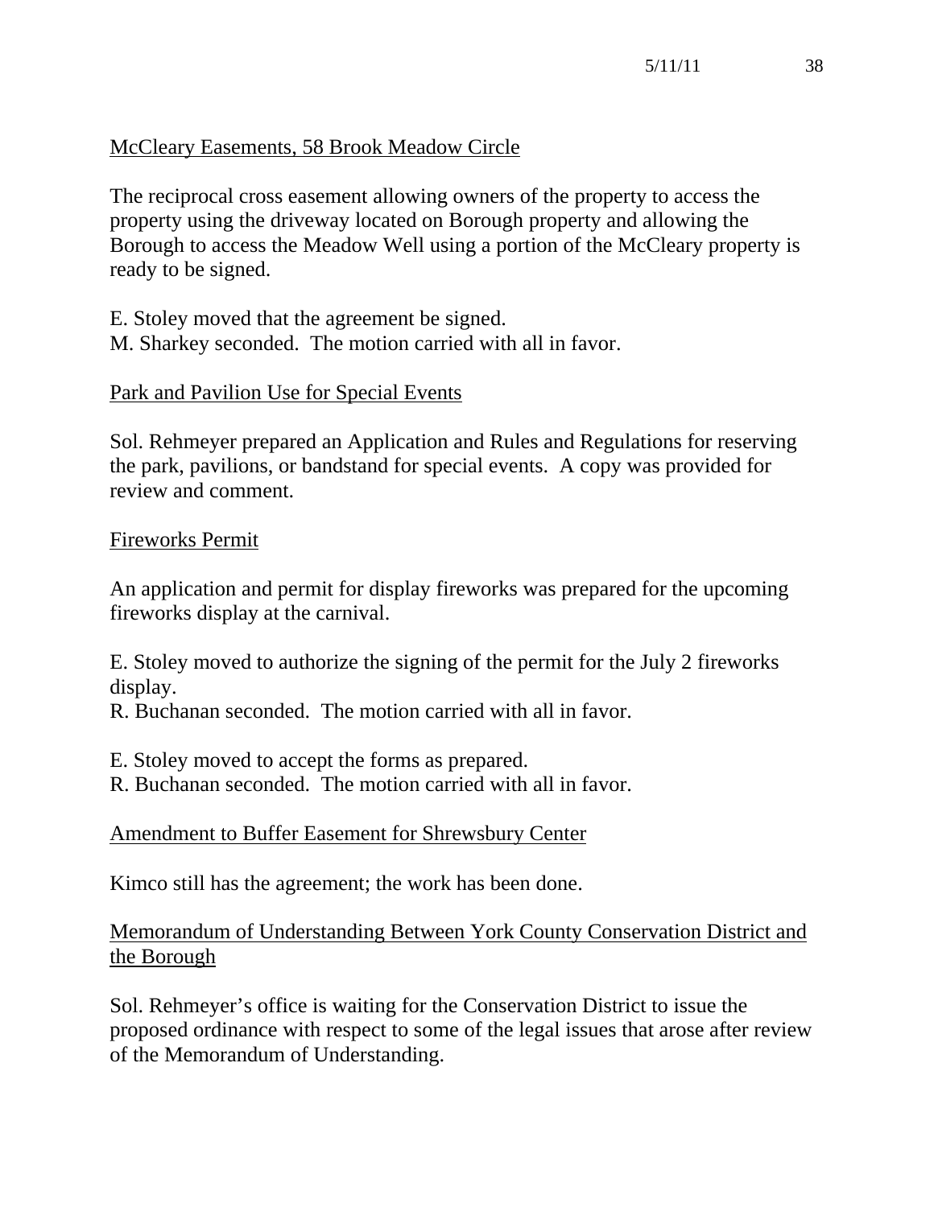McCleary Easements, 58 Brook Meadow Circle

The reciprocal cross easement allowing owners of the property to access the property using the driveway located on Borough property and allowing the Borough to access the Meadow Well using a portion of the McCleary property is ready to be signed.

E. Stoley moved that the agreement be signed.
M. Sharkey seconded. The motion carried with all in favor.

Park and Pavilion Use for Special Events

Sol. Rehmeyer prepared an Application and Rules and Regulations for reserving the park, pavilions, or bandstand for special events. A copy was provided for review and comment.

Fireworks Permit

An application and permit for display fireworks was prepared for the upcoming fireworks display at the carnival.

E. Stoley moved to authorize the signing of the permit for the July 2 fireworks display.
R. Buchanan seconded. The motion carried with all in favor.

E. Stoley moved to accept the forms as prepared.
R. Buchanan seconded. The motion carried with all in favor.

Amendment to Buffer Easement for Shrewsbury Center

Kimco still has the agreement; the work has been done.

Memorandum of Understanding Between York County Conservation District and the Borough

Sol. Rehmeyer's office is waiting for the Conservation District to issue the proposed ordinance with respect to some of the legal issues that arose after review of the Memorandum of Understanding.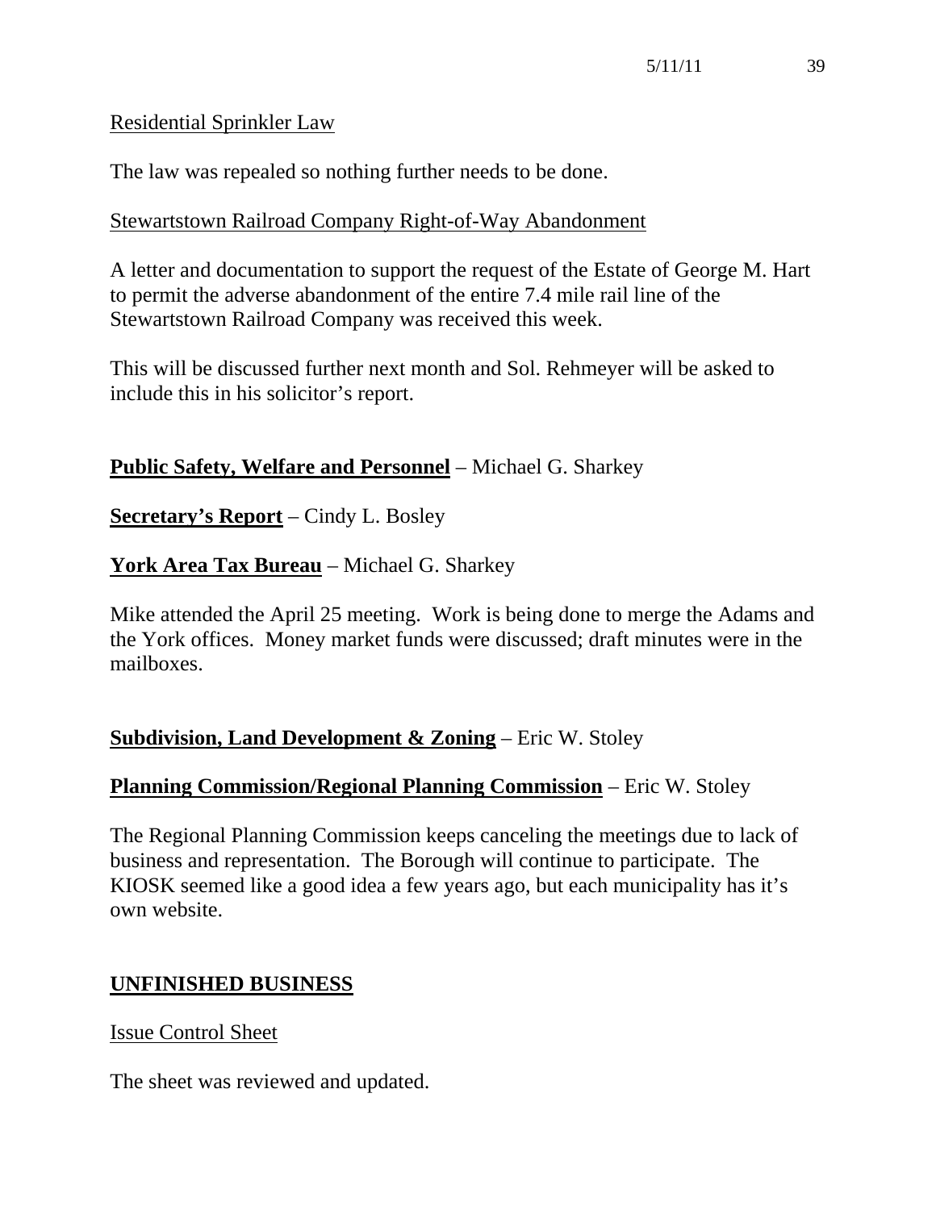Residential Sprinkler Law

The law was repealed so nothing further needs to be done.

Stewartstown Railroad Company Right-of-Way Abandonment

A letter and documentation to support the request of the Estate of George M. Hart to permit the adverse abandonment of the entire 7.4 mile rail line of the Stewartstown Railroad Company was received this week.

This will be discussed further next month and Sol. Rehmeyer will be asked to include this in his solicitor's report.

**Public Safety, Welfare and Personnel** – Michael G. Sharkey

**Secretary's Report** – Cindy L. Bosley

**York Area Tax Bureau** – Michael G. Sharkey

Mike attended the April 25 meeting. Work is being done to merge the Adams and the York offices. Money market funds were discussed; draft minutes were in the mailboxes.

**Subdivision, Land Development & Zoning** – Eric W. Stoley

**Planning Commission/Regional Planning Commission** – Eric W. Stoley

The Regional Planning Commission keeps canceling the meetings due to lack of business and representation. The Borough will continue to participate. The KIOSK seemed like a good idea a few years ago, but each municipality has it's own website.

## UNFINISHED BUSINESS

Issue Control Sheet

The sheet was reviewed and updated.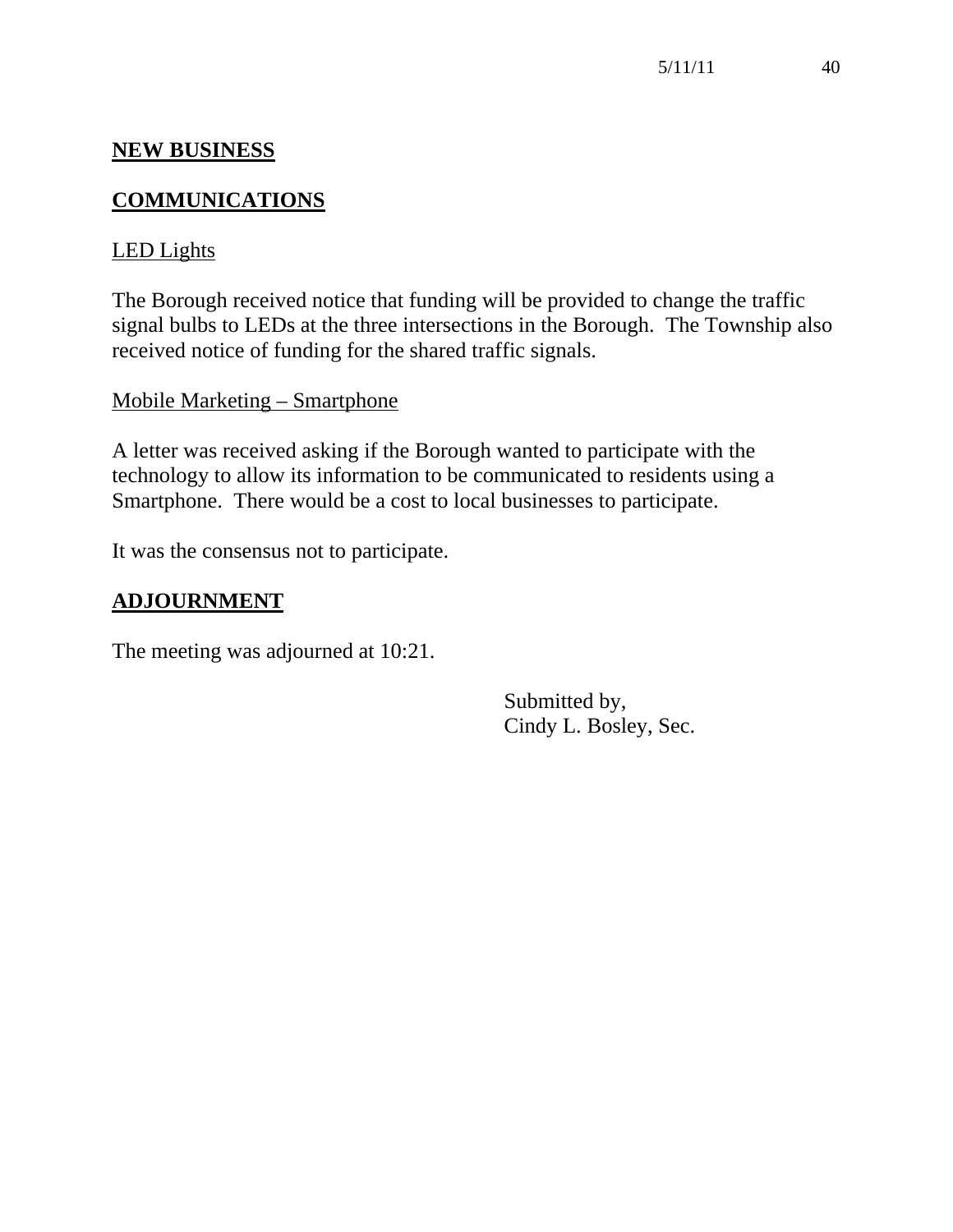## NEW BUSINESS

## COMMUNICATIONS

LED Lights

The Borough received notice that funding will be provided to change the traffic signal bulbs to LEDs at the three intersections in the Borough. The Township also received notice of funding for the shared traffic signals.

Mobile Marketing – Smartphone

A letter was received asking if the Borough wanted to participate with the technology to allow its information to be communicated to residents using a Smartphone. There would be a cost to local businesses to participate.

It was the consensus not to participate.

## ADJOURNMENT

The meeting was adjourned at 10:21.

Submitted by,
Cindy L. Bosley, Sec.